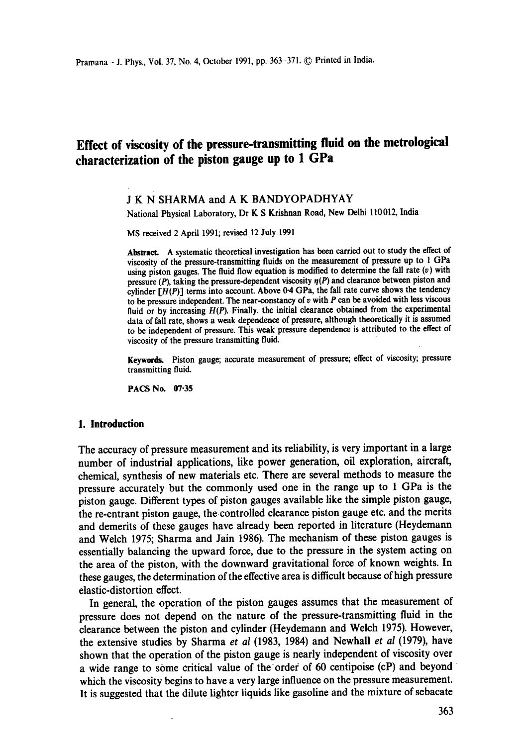# Effect of viscosity of the pressure-transmitting fluid on the metrological characterization of the piston gauge up to 1 GPa

J K N SHARMA and A K BANDYOPADHYAY

National Physical Laboratory, Dr K S Krishnan Road, New Delhi 110012, India

MS received 2 April 1991; revised 12 July 1991

**Abstract.** A systematic theoretical investigation has been carried out to study the effect of viscosity of the pressure-transmitting fluids on the measurement of pressure up to 1 GPa using piston gauges. The fluid flow equation is modified to determine the fall rate ($v$) with pressure ($P$), taking the pressure-dependent viscosity $\eta(P)$ and clearance between piston and cylinder [$H(P)$] terms into account. Above 0·4 GPa, the fall rate curve shows the tendency to be pressure independent. The near-constancy of $v$ with $P$ can be avoided with less viscous fluid or by increasing $H(P)$. Finally, the initial clearance obtained from the experimental data of fall rate, shows a weak dependence of pressure, although theoretically it is assumed to be independent of pressure. This weak pressure dependence is attributed to the effect of viscosity of the pressure transmitting fluid.

**Keywords.** Piston gauge; accurate measurement of pressure; effect of viscosity; pressure transmitting fluid.

**PACS No.** 07·35

## 1. Introduction

The accuracy of pressure measurement and its reliability, is very important in a large number of industrial applications, like power generation, oil exploration, aircraft, chemical, synthesis of new materials etc. There are several methods to measure the pressure accurately but the commonly used one in the range up to 1 GPa is the piston gauge. Different types of piston gauges available like the simple piston gauge, the re-entrant piston gauge, the controlled clearance piston gauge etc. and the merits and demerits of these gauges have already been reported in literature (Heydemann and Welch 1975; Sharma and Jain 1986). The mechanism of these piston gauges is essentially balancing the upward force, due to the pressure in the system acting on the area of the piston, with the downward gravitational force of known weights. In these gauges, the determination of the effective area is difficult because of high pressure elastic-distortion effect.

In general, the operation of the piston gauges assumes that the measurement of pressure does not depend on the nature of the pressure-transmitting fluid in the clearance between the piston and cylinder (Heydemann and Welch 1975). However, the extensive studies by Sharma *et al* (1983, 1984) and Newhall *et al* (1979), have shown that the operation of the piston gauge is nearly independent of viscosity over a wide range to some critical value of the order of 60 centipoise (cP) and beyond which the viscosity begins to have a very large influence on the pressure measurement. It is suggested that the dilute lighter liquids like gasoline and the mixture of sebacate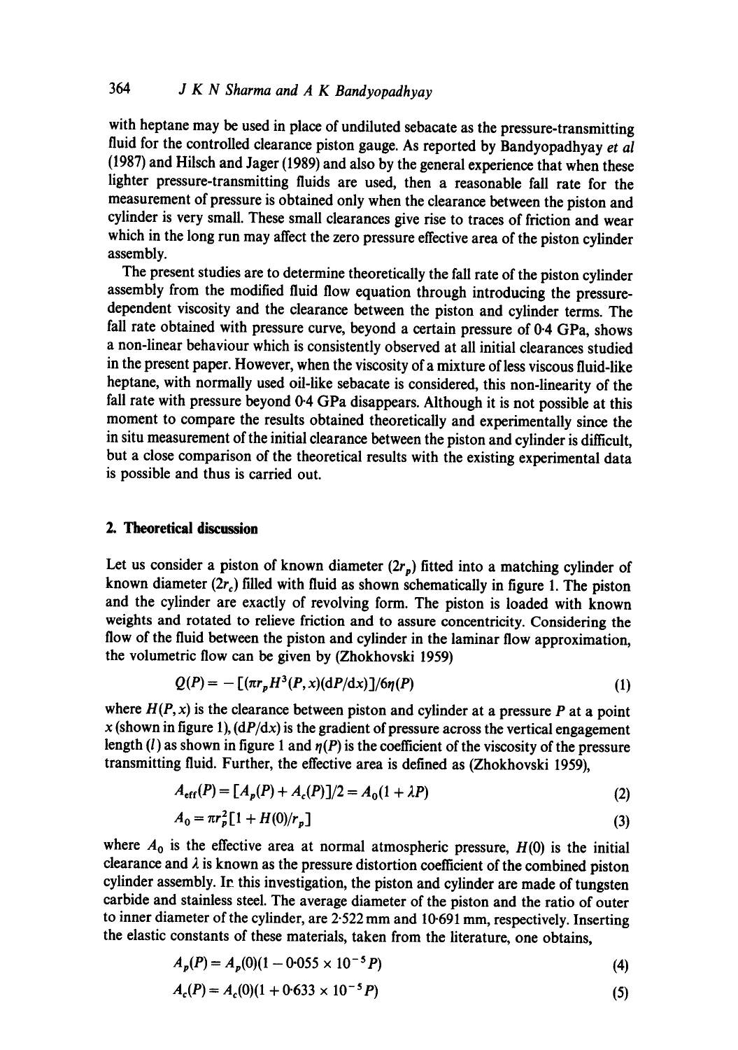with heptane may be used in place of undiluted sebacate as the pressure-transmitting fluid for the controlled clearance piston gauge. As reported by Bandyopadhyay *et al* (1987) and Hilsch and Jager (1989) and also by the general experience that when these lighter pressure-transmitting fluids are used, then a reasonable fall rate for the measurement of pressure is obtained only when the clearance between the piston and cylinder is very small. These small clearances give rise to traces of friction and wear which in the long run may affect the zero pressure effective area of the piston cylinder assembly.

The present studies are to determine theoretically the fall rate of the piston cylinder assembly from the modified fluid flow equation through introducing the pressure-dependent viscosity and the clearance between the piston and cylinder terms. The fall rate obtained with pressure curve, beyond a certain pressure of 0·4 GPa, shows a non-linear behaviour which is consistently observed at all initial clearances studied in the present paper. However, when the viscosity of a mixture of less viscous fluid-like heptane, with normally used oil-like sebacate is considered, this non-linearity of the fall rate with pressure beyond 0·4 GPa disappears. Although it is not possible at this moment to compare the results obtained theoretically and experimentally since the in situ measurement of the initial clearance between the piston and cylinder is difficult, but a close comparison of the theoretical results with the existing experimental data is possible and thus is carried out.

## 2. Theoretical discussion

Let us consider a piston of known diameter ($2r_p$) fitted into a matching cylinder of known diameter ($2r_c$) filled with fluid as shown schematically in figure 1. The piston and the cylinder are exactly of revolving form. The piston is loaded with known weights and rotated to relieve friction and to assure concentricity. Considering the flow of the fluid between the piston and cylinder in the laminar flow approximation, the volumetric flow can be given by (Zhokhovski 1959)

$$Q(P) = -[(\pi r_p H^3(P,x)(\mathrm{d}P/\mathrm{d}x)]/6\eta(P) \tag{1}$$

where $H(P,x)$ is the clearance between piston and cylinder at a pressure $P$ at a point $x$ (shown in figure 1), $(\mathrm{d}P/\mathrm{d}x)$ is the gradient of pressure across the vertical engagement length ($l$) as shown in figure 1 and $\eta(P)$ is the coefficient of the viscosity of the pressure transmitting fluid. Further, the effective area is defined as (Zhokhovski 1959),

$$A_{\text{eff}}(P) = [A_p(P) + A_c(P)]/2 = A_0(1 + \lambda P) \tag{2}$$

$$A_0 = \pi r_p^2[1 + H(0)/r_p] \tag{3}$$

where $A_0$ is the effective area at normal atmospheric pressure, $H(0)$ is the initial clearance and $\lambda$ is known as the pressure distortion coefficient of the combined piston cylinder assembly. In this investigation, the piston and cylinder are made of tungsten carbide and stainless steel. The average diameter of the piston and the ratio of outer to inner diameter of the cylinder, are 2·522 mm and 10·691 mm, respectively. Inserting the elastic constants of these materials, taken from the literature, one obtains,

$$A_p(P) = A_p(0)(1 - 0{\cdot}055 \times 10^{-5} P) \tag{4}$$

$$A_c(P) = A_c(0)(1 + 0{\cdot}633 \times 10^{-5} P) \tag{5}$$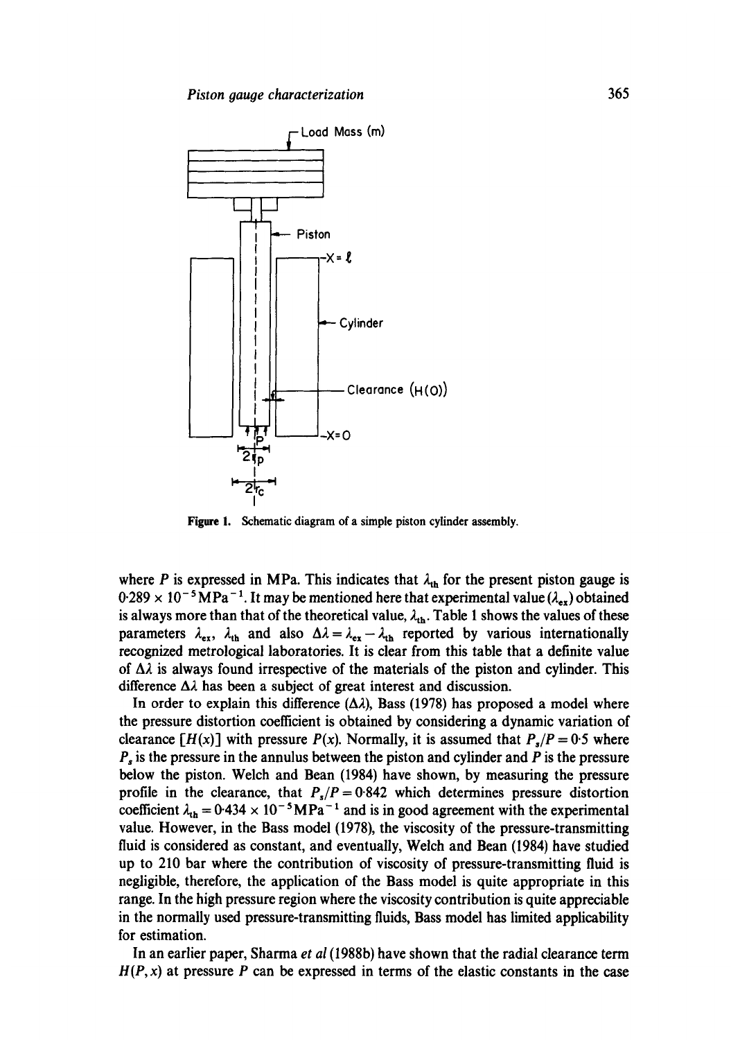Figure 1. Schematic diagram of a simple piston cylinder assembly.

where $P$ is expressed in MPa. This indicates that $\lambda_{th}$ for the present piston gauge is $0{\cdot}289 \times 10^{-5}\,\text{MPa}^{-1}$. It may be mentioned here that experimental value ($\lambda_{ex}$) obtained is always more than that of the theoretical value, $\lambda_{th}$. Table 1 shows the values of these parameters $\lambda_{ex}$, $\lambda_{th}$ and also $\Delta\lambda = \lambda_{ex} - \lambda_{th}$ reported by various internationally recognized metrological laboratories. It is clear from this table that a definite value of $\Delta\lambda$ is always found irrespective of the materials of the piston and cylinder. This difference $\Delta\lambda$ has been a subject of great interest and discussion.

In order to explain this difference ($\Delta\lambda$), Bass (1978) has proposed a model where the pressure distortion coefficient is obtained by considering a dynamic variation of clearance [$H(x)$] with pressure $P(x)$. Normally, it is assumed that $P_s/P = 0{\cdot}5$ where $P_s$ is the pressure in the annulus between the piston and cylinder and $P$ is the pressure below the piston. Welch and Bean (1984) have shown, by measuring the pressure profile in the clearance, that $P_s/P = 0{\cdot}842$ which determines pressure distortion coefficient $\lambda_{th} = 0{\cdot}434 \times 10^{-5}\,\text{MPa}^{-1}$ and is in good agreement with the experimental value. However, in the Bass model (1978), the viscosity of the pressure-transmitting fluid is considered as constant, and eventually, Welch and Bean (1984) have studied up to 210 bar where the contribution of viscosity of pressure-transmitting fluid is negligible, therefore, the application of the Bass model is quite appropriate in this range. In the high pressure region where the viscosity contribution is quite appreciable in the normally used pressure-transmitting fluids, Bass model has limited applicability for estimation.

In an earlier paper, Sharma *et al* (1988b) have shown that the radial clearance term $H(P, x)$ at pressure $P$ can be expressed in terms of the elastic constants in the case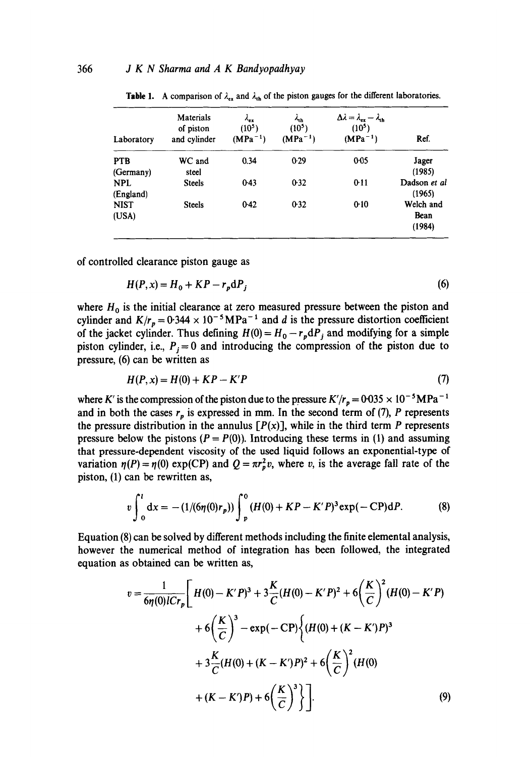**Table 1.** A comparison of $\lambda_{ex}$ and $\lambda_{th}$ of the piston gauges for the different laboratories.

| Laboratory | Materials of piston and cylinder | $\lambda_{ex}$ $(10^5)$ $(\text{MPa}^{-1})$ | $\lambda_{th}$ $(10^5)$ $(\text{MPa}^{-1})$ | $\Delta\lambda = \lambda_{ex} - \lambda_{th}$ $(10^5)$ $(\text{MPa}^{-1})$ | Ref. |
|---|---|---|---|---|---|
| PTB (Germany) | WC and steel | 0.34 | 0.29 | 0.05 | Jager (1985) |
| NPL (England) | Steels | 0.43 | 0.32 | 0.11 | Dadson *et al* (1965) |
| NIST (USA) | Steels | 0.42 | 0.32 | 0.10 | Welch and Bean (1984) |

of controlled clearance piston gauge as

$$H(P,x) = H_0 + KP - r_p dP_j \tag{6}$$

where $H_0$ is the initial clearance at zero measured pressure between the piston and cylinder and $K/r_p = 0.344 \times 10^{-5}\,\text{MPa}^{-1}$ and $d$ is the pressure distortion coefficient of the jacket cylinder. Thus defining $H(0) = H_0 - r_p dP_j$ and modifying for a simple piston cylinder, i.e., $P_j = 0$ and introducing the compression of the piston due to pressure, (6) can be written as

$$H(P,x) = H(0) + KP - K'P \tag{7}$$

where $K'$ is the compression of the piston due to the pressure $K'/r_p = 0.035 \times 10^{-5}\,\text{MPa}^{-1}$ and in both the cases $r_p$ is expressed in mm. In the second term of (7), $P$ represents the pressure distribution in the annulus $[P(x)]$, while in the third term $P$ represents pressure below the pistons $(P = P(0))$. Introducing these terms in (1) and assuming that pressure-dependent viscosity of the used liquid follows an exponential-type of variation $\eta(P) = \eta(0)\exp(\text{CP})$ and $Q = \pi r_p^2 v$, where $v$, is the average fall rate of the piston, (1) can be rewritten as,

$$v\int_0^l \mathrm{d}x = -(1/(6\eta(0)r_p))\int_P^0 (H(0) + KP - K'P)^3 \exp(-\text{CP})\mathrm{d}P. \tag{8}$$

Equation (8) can be solved by different methods including the finite elemental analysis, however the numerical method of integration has been followed, the integrated equation as obtained can be written as,

$$\begin{aligned} v = \frac{1}{6\eta(0)lCr_p}\Bigg[ & H(0) - K'P)^3 + 3\frac{K}{C}(H(0) - K'P)^2 + 6\left(\frac{K}{C}\right)^2 (H(0) - K'P) \\ & + 6\left(\frac{K}{C}\right)^3 - \exp(-\text{CP})\Bigg\{(H(0) + (K - K')P)^3 \\ & + 3\frac{K}{C}(H(0) + (K - K')P)^2 + 6\left(\frac{K}{C}\right)^2 (H(0) \\ & + (K - K')P) + 6\left(\frac{K}{C}\right)^3\Bigg\}\Bigg]. \end{aligned} \tag{9}$$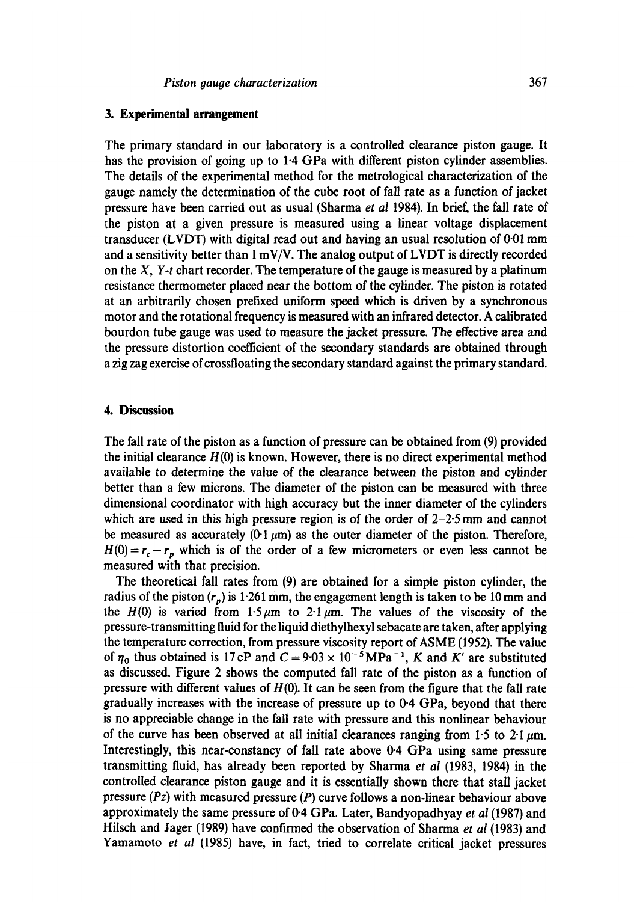## 3. Experimental arrangement

The primary standard in our laboratory is a controlled clearance piston gauge. It has the provision of going up to 1·4 GPa with different piston cylinder assemblies. The details of the experimental method for the metrological characterization of the gauge namely the determination of the cube root of fall rate as a function of jacket pressure have been carried out as usual (Sharma *et al* 1984). In brief, the fall rate of the piston at a given pressure is measured using a linear voltage displacement transducer (LVDT) with digital read out and having an usual resolution of 0·01 mm and a sensitivity better than 1 mV/V. The analog output of LVDT is directly recorded on the $X$, $Y$-$t$ chart recorder. The temperature of the gauge is measured by a platinum resistance thermometer placed near the bottom of the cylinder. The piston is rotated at an arbitrarily chosen prefixed uniform speed which is driven by a synchronous motor and the rotational frequency is measured with an infrared detector. A calibrated bourdon tube gauge was used to measure the jacket pressure. The effective area and the pressure distortion coefficient of the secondary standards are obtained through a zig zag exercise of crossfloating the secondary standard against the primary standard.

## 4. Discussion

The fall rate of the piston as a function of pressure can be obtained from (9) provided the initial clearance $H(0)$ is known. However, there is no direct experimental method available to determine the value of the clearance between the piston and cylinder better than a few microns. The diameter of the piston can be measured with three dimensional coordinator with high accuracy but the inner diameter of the cylinders which are used in this high pressure region is of the order of 2–2·5 mm and cannot be measured as accurately (0·1 $\mu$m) as the outer diameter of the piston. Therefore, $H(0) = r_c - r_p$ which is of the order of a few micrometers or even less cannot be measured with that precision.

The theoretical fall rates from (9) are obtained for a simple piston cylinder, the radius of the piston ($r_p$) is 1·261 mm, the engagement length is taken to be 10 mm and the $H(0)$ is varied from 1·5 $\mu$m to 2·1 $\mu$m. The values of the viscosity of the pressure-transmitting fluid for the liquid diethylhexyl sebacate are taken, after applying the temperature correction, from pressure viscosity report of ASME (1952). The value of $\eta_0$ thus obtained is 17 cP and $C = 9{\cdot}03 \times 10^{-5}\,\mathrm{MPa}^{-1}$, $K$ and $K'$ are substituted as discussed. Figure 2 shows the computed fall rate of the piston as a function of pressure with different values of $H(0)$. It can be seen from the figure that the fall rate gradually increases with the increase of pressure up to 0·4 GPa, beyond that there is no appreciable change in the fall rate with pressure and this nonlinear behaviour of the curve has been observed at all initial clearances ranging from 1·5 to 2·1 $\mu$m. Interestingly, this near-constancy of fall rate above 0·4 GPa using same pressure transmitting fluid, has already been reported by Sharma *et al* (1983, 1984) in the controlled clearance piston gauge and it is essentially shown there that stall jacket pressure ($Pz$) with measured pressure ($P$) curve follows a non-linear behaviour above approximately the same pressure of 0·4 GPa. Later, Bandyopadhyay *et al* (1987) and Hilsch and Jager (1989) have confirmed the observation of Sharma *et al* (1983) and Yamamoto *et al* (1985) have, in fact, tried to correlate critical jacket pressures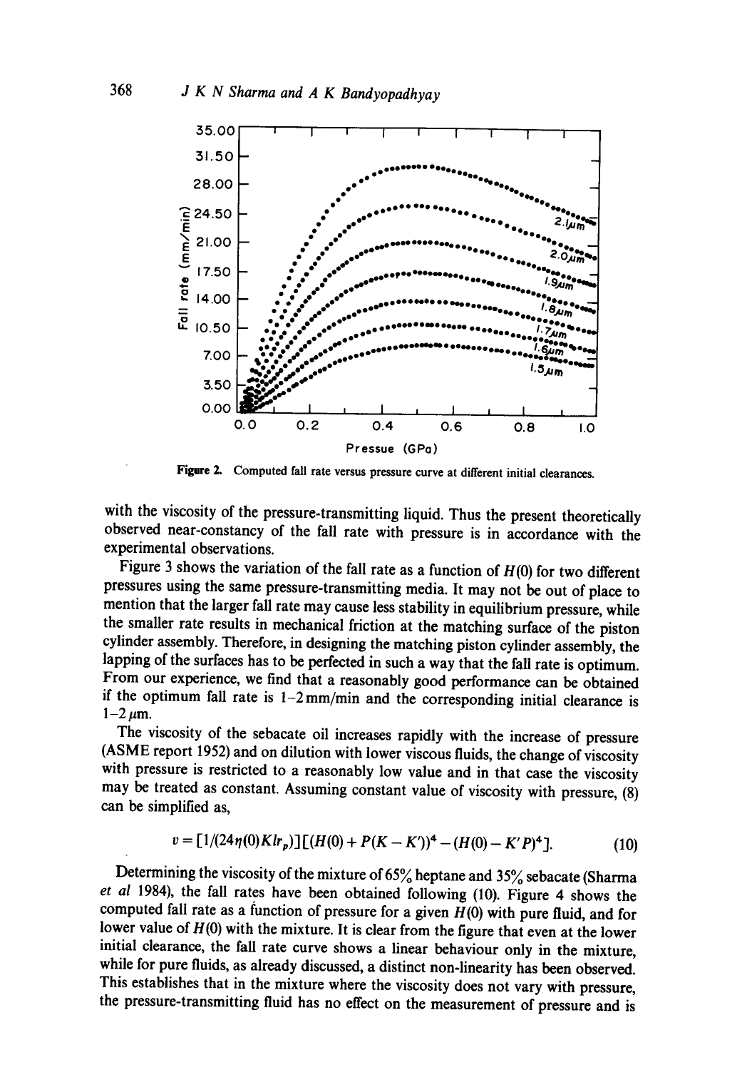Figure 2. Computed fall rate versus pressure curve at different initial clearances.

with the viscosity of the pressure-transmitting liquid. Thus the present theoretically observed near-constancy of the fall rate with pressure is in accordance with the experimental observations.

Figure 3 shows the variation of the fall rate as a function of $H(0)$ for two different pressures using the same pressure-transmitting media. It may not be out of place to mention that the larger fall rate may cause less stability in equilibrium pressure, while the smaller rate results in mechanical friction at the matching surface of the piston cylinder assembly. Therefore, in designing the matching piston cylinder assembly, the lapping of the surfaces has to be perfected in such a way that the fall rate is optimum. From our experience, we find that a reasonably good performance can be obtained if the optimum fall rate is 1–2 mm/min and the corresponding initial clearance is 1–2 $\mu$m.

The viscosity of the sebacate oil increases rapidly with the increase of pressure (ASME report 1952) and on dilution with lower viscous fluids, the change of viscosity with pressure is restricted to a reasonably low value and in that case the viscosity may be treated as constant. Assuming constant value of viscosity with pressure, (8) can be simplified as,

$$v = [1/(24\eta(0)Klr_p)][(H(0) + P(K - K'))^4 - (H(0) - K'P)^4]. \quad (10)$$

Determining the viscosity of the mixture of 65% heptane and 35% sebacate (Sharma *et al* 1984), the fall rates have been obtained following (10). Figure 4 shows the computed fall rate as a function of pressure for a given $H(0)$ with pure fluid, and for lower value of $H(0)$ with the mixture. It is clear from the figure that even at the lower initial clearance, the fall rate curve shows a linear behaviour only in the mixture, while for pure fluids, as already discussed, a distinct non-linearity has been observed. This establishes that in the mixture where the viscosity does not vary with pressure, the pressure-transmitting fluid has no effect on the measurement of pressure and is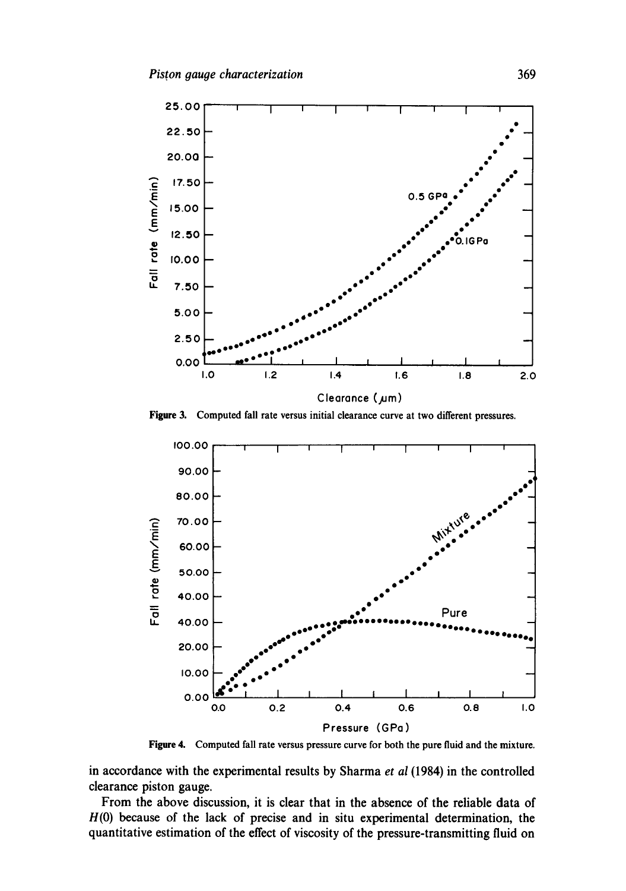Figure 3. Computed fall rate versus initial clearance curve at two different pressures.

Figure 4. Computed fall rate versus pressure curve for both the pure fluid and the mixture.

in accordance with the experimental results by Sharma *et al* (1984) in the controlled clearance piston gauge.

From the above discussion, it is clear that in the absence of the reliable data of $H(0)$ because of the lack of precise and in situ experimental determination, the quantitative estimation of the effect of viscosity of the pressure-transmitting fluid on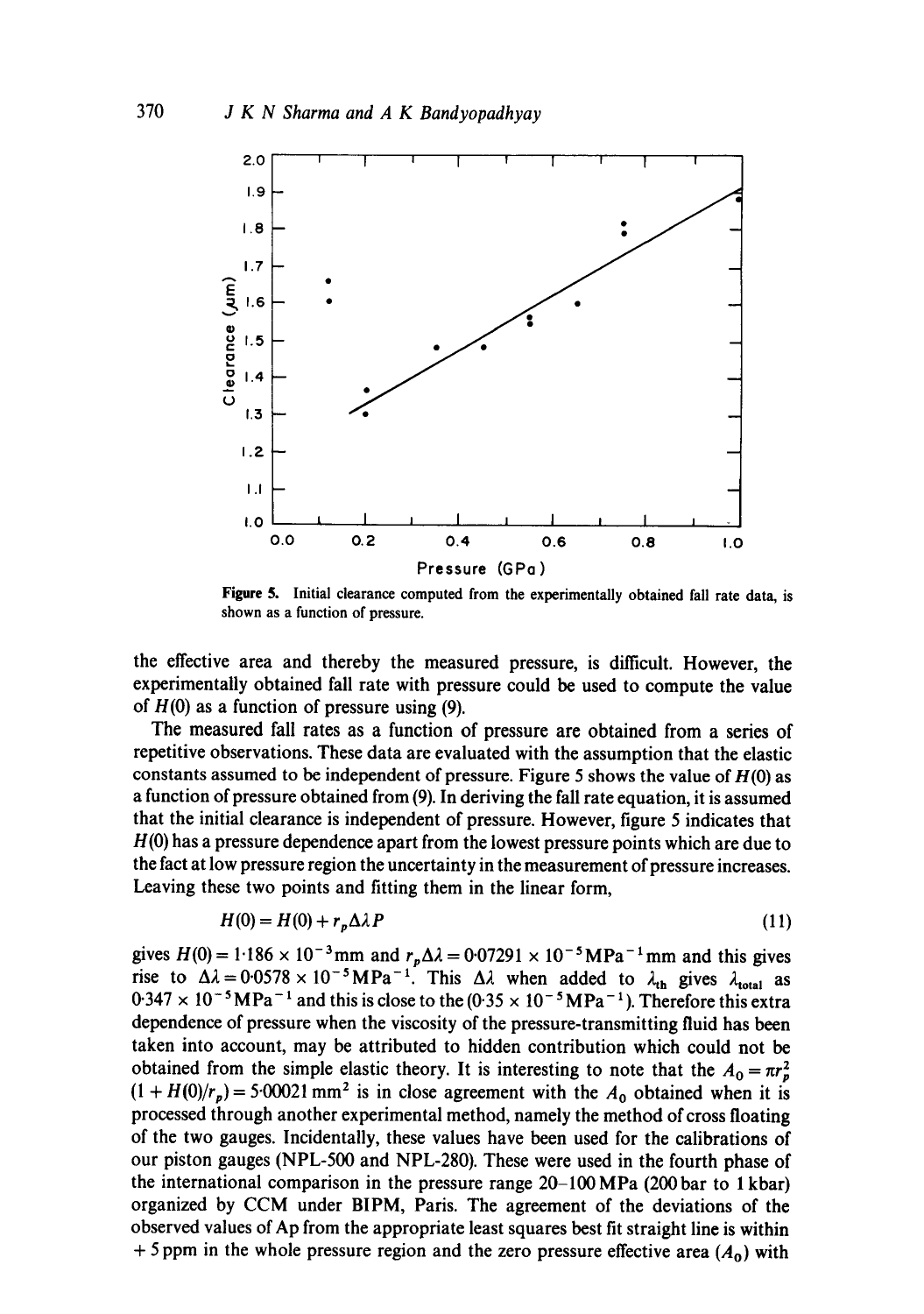Figure 5. Initial clearance computed from the experimentally obtained fall rate data, is shown as a function of pressure.

the effective area and thereby the measured pressure, is difficult. However, the experimentally obtained fall rate with pressure could be used to compute the value of $H(0)$ as a function of pressure using (9).

The measured fall rates as a function of pressure are obtained from a series of repetitive observations. These data are evaluated with the assumption that the elastic constants assumed to be independent of pressure. Figure 5 shows the value of $H(0)$ as a function of pressure obtained from (9). In deriving the fall rate equation, it is assumed that the initial clearance is independent of pressure. However, figure 5 indicates that $H(0)$ has a pressure dependence apart from the lowest pressure points which are due to the fact at low pressure region the uncertainty in the measurement of pressure increases. Leaving these two points and fitting them in the linear form,

$$H(0) = H(0) + r_p \Delta\lambda P \tag{11}$$

gives $H(0) = 1{\cdot}186 \times 10^{-3}$ mm and $r_p \Delta\lambda = 0{\cdot}07291 \times 10^{-5}\,\mathrm{MPa}^{-1}$ mm and this gives rise to $\Delta\lambda = 0{\cdot}0578 \times 10^{-5}\,\mathrm{MPa}^{-1}$. This $\Delta\lambda$ when added to $\lambda_{\mathrm{th}}$ gives $\lambda_{\mathrm{total}}$ as $0{\cdot}347 \times 10^{-5}\,\mathrm{MPa}^{-1}$ and this is close to the ($0{\cdot}35 \times 10^{-5}\,\mathrm{MPa}^{-1}$). Therefore this extra dependence of pressure when the viscosity of the pressure-transmitting fluid has been taken into account, may be attributed to hidden contribution which could not be obtained from the simple elastic theory. It is interesting to note that the $A_0 = \pi r_p^2 (1 + H(0)/r_p) = 5{\cdot}00021\,\mathrm{mm}^2$ is in close agreement with the $A_0$ obtained when it is processed through another experimental method, namely the method of cross floating of the two gauges. Incidentally, these values have been used for the calibrations of our piston gauges (NPL-500 and NPL-280). These were used in the fourth phase of the international comparison in the pressure range 20–100 MPa (200 bar to 1 kbar) organized by CCM under BIPM, Paris. The agreement of the deviations of the observed values of Ap from the appropriate least squares best fit straight line is within + 5 ppm in the whole pressure region and the zero pressure effective area ($A_0$) with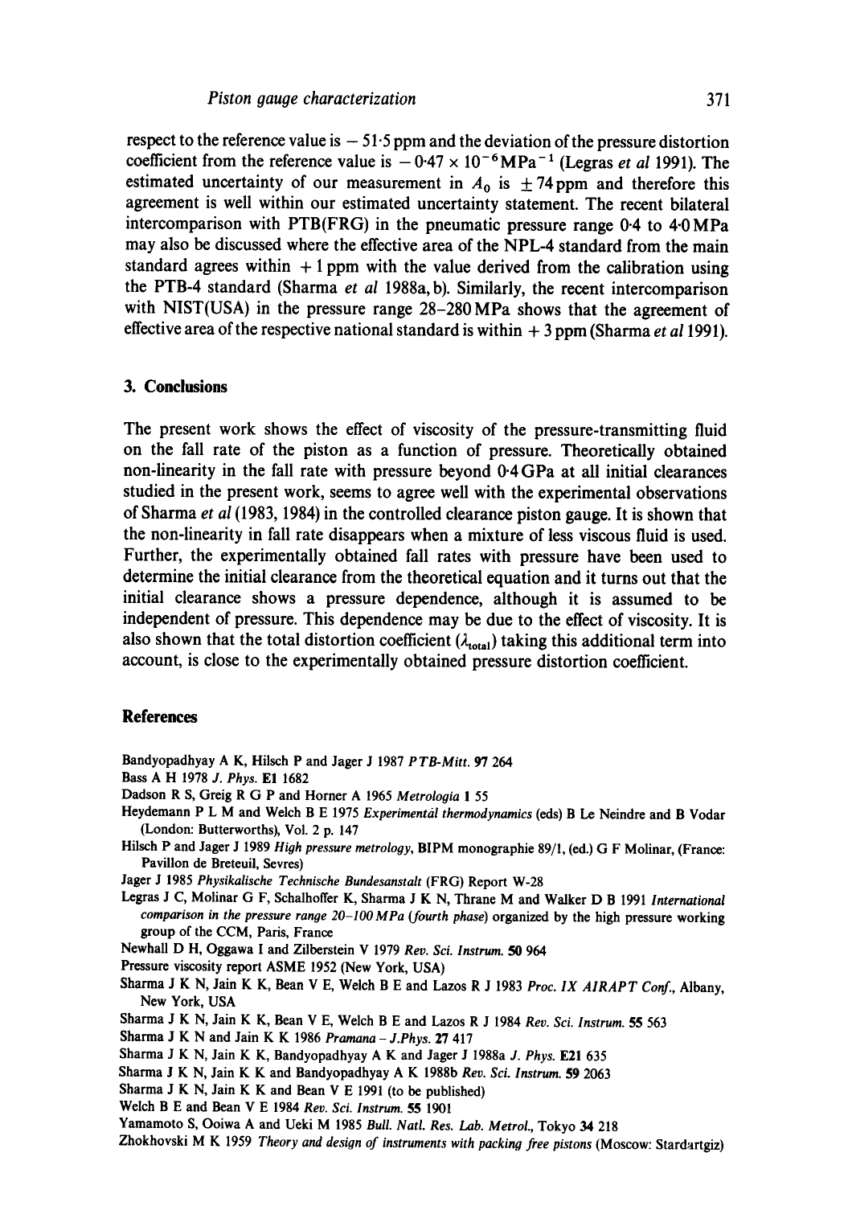respect to the reference value is $-51{\cdot}5$ ppm and the deviation of the pressure distortion coefficient from the reference value is $-0{\cdot}47 \times 10^{-6}\,\text{MPa}^{-1}$ (Legras *et al* 1991). The estimated uncertainty of our measurement in $A_0$ is $\pm 74$ ppm and therefore this agreement is well within our estimated uncertainty statement. The recent bilateral intercomparison with PTB(FRG) in the pneumatic pressure range 0·4 to 4·0 MPa may also be discussed where the effective area of the NPL-4 standard from the main standard agrees within $+1$ ppm with the value derived from the calibration using the PTB-4 standard (Sharma *et al* 1988a, b). Similarly, the recent intercomparison with NIST(USA) in the pressure range 28–280 MPa shows that the agreement of effective area of the respective national standard is within $+3$ ppm (Sharma *et al* 1991).

## 3. Conclusions

The present work shows the effect of viscosity of the pressure-transmitting fluid on the fall rate of the piston as a function of pressure. Theoretically obtained non-linearity in the fall rate with pressure beyond 0·4 GPa at all initial clearances studied in the present work, seems to agree well with the experimental observations of Sharma *et al* (1983, 1984) in the controlled clearance piston gauge. It is shown that the non-linearity in fall rate disappears when a mixture of less viscous fluid is used. Further, the experimentally obtained fall rates with pressure have been used to determine the initial clearance from the theoretical equation and it turns out that the initial clearance shows a pressure dependence, although it is assumed to be independent of pressure. This dependence may be due to the effect of viscosity. It is also shown that the total distortion coefficient ($\lambda_{\text{total}}$) taking this additional term into account, is close to the experimentally obtained pressure distortion coefficient.

## References

Bandyopadhyay A K, Hilsch P and Jager J 1987 *PTB-Mitt.* **97** 264

Bass A H 1978 *J. Phys.* **E1** 1682

Dadson R S, Greig R G P and Horner A 1965 *Metrologia* **1** 55

Heydemann P L M and Welch B E 1975 *Experimental thermodynamics* (eds) B Le Neindre and B Vodar (London: Butterworths), Vol. 2 p. 147

Hilsch P and Jager J 1989 *High pressure metrology*, BIPM monographie 89/1, (ed.) G F Molinar, (France: Pavillon de Breteuil, Sevres)

Jager J 1985 *Physikalische Technische Bundesanstalt* (FRG) Report W-28

Legras J C, Molinar G F, Schalhoffer K, Sharma J K N, Thrane M and Walker D B 1991 *International comparison in the pressure range 20–100 MPa (fourth phase)* organized by the high pressure working group of the CCM, Paris, France

Newhall D H, Oggawa I and Zilberstein V 1979 *Rev. Sci. Instrum.* **50** 964

Pressure viscosity report ASME 1952 (New York, USA)

Sharma J K N, Jain K K, Bean V E, Welch B E and Lazos R J 1983 *Proc. IX AIRAPT Conf.*, Albany, New York, USA

Sharma J K N, Jain K K, Bean V E, Welch B E and Lazos R J 1984 *Rev. Sci. Instrum.* **55** 563

Sharma J K N and Jain K K 1986 *Pramana – J.Phys.* **27** 417

Sharma J K N, Jain K K, Bandyopadhyay A K and Jager J 1988a *J. Phys.* **E21** 635

Sharma J K N, Jain K K and Bandyopadhyay A K 1988b *Rev. Sci. Instrum.* **59** 2063

Sharma J K N, Jain K K and Bean V E 1991 (to be published)

Welch B E and Bean V E 1984 *Rev. Sci. Instrum.* **55** 1901

Yamamoto S, Ooiwa A and Ueki M 1985 *Bull. Natl. Res. Lab. Metrol.*, Tokyo **34** 218

Zhokhovski M K 1959 *Theory and design of instruments with packing free pistons* (Moscow: Stardartgiz)